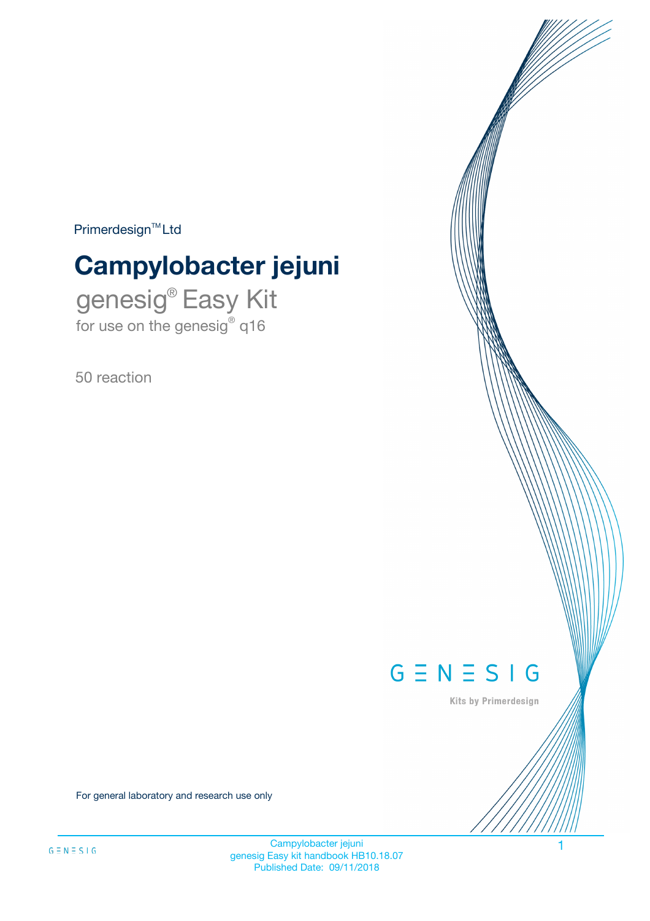Primerdesign™ Ltd

# Campylobacter jejuni

## genesig® Easy Kit

for use on the genesig® q16

50 reaction

GENESIG

Kits by Primerdesign

For general laboratory and research use only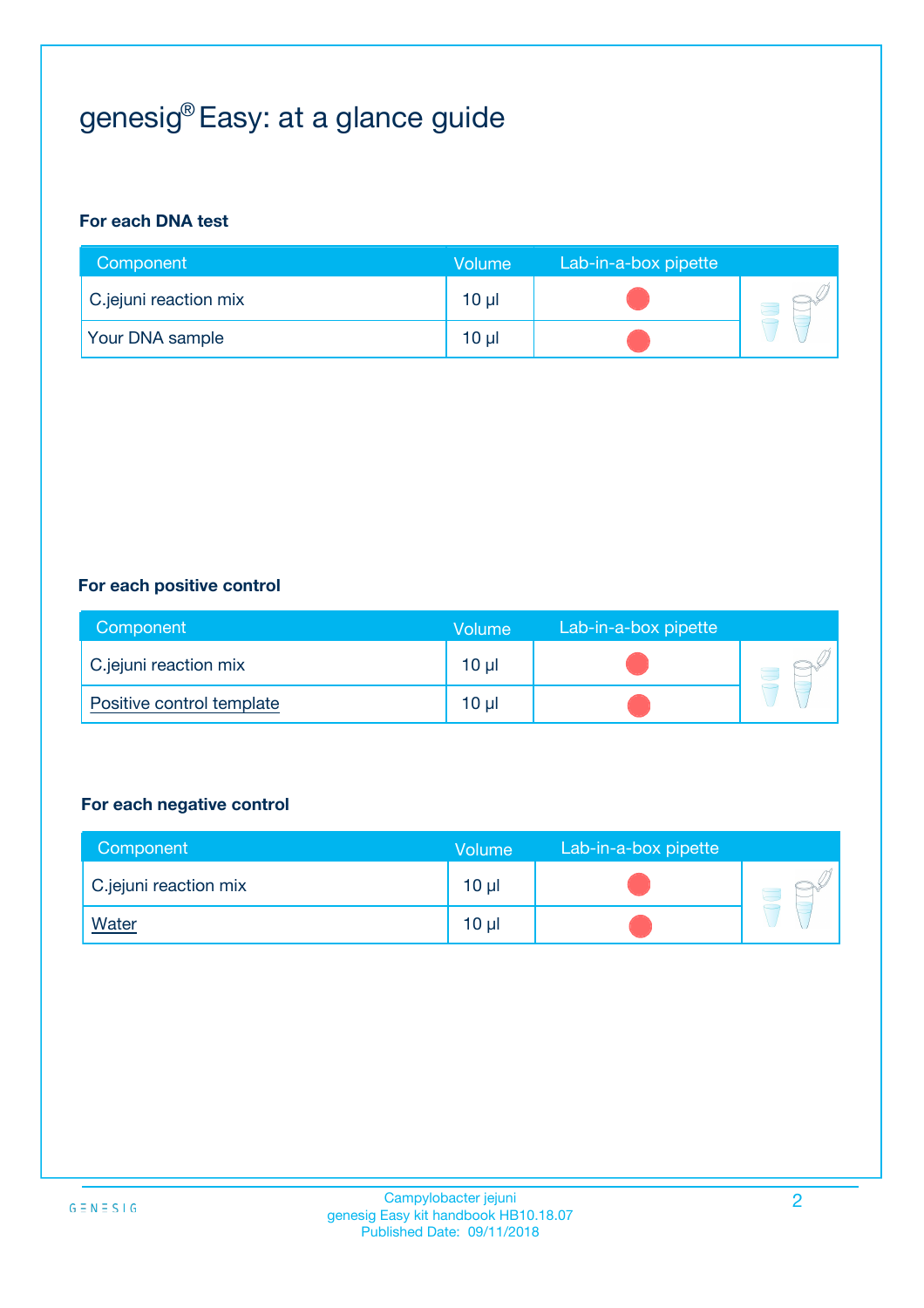# genesig® Easy: at a glance guide

**For each DNA test**

| Component | Volume | Lab-in-a-box pipette |
| --- | --- | --- |
| C.jejuni reaction mix | 10 µl | ● |
| Your DNA sample | 10 µl | ● |

**For each positive control**

| Component | Volume | Lab-in-a-box pipette |
| --- | --- | --- |
| C.jejuni reaction mix | 10 µl | ● |
| Positive control template | 10 µl | ● |

**For each negative control**

| Component | Volume | Lab-in-a-box pipette |
| --- | --- | --- |
| C.jejuni reaction mix | 10 µl | ● |
| Water | 10 µl | ● |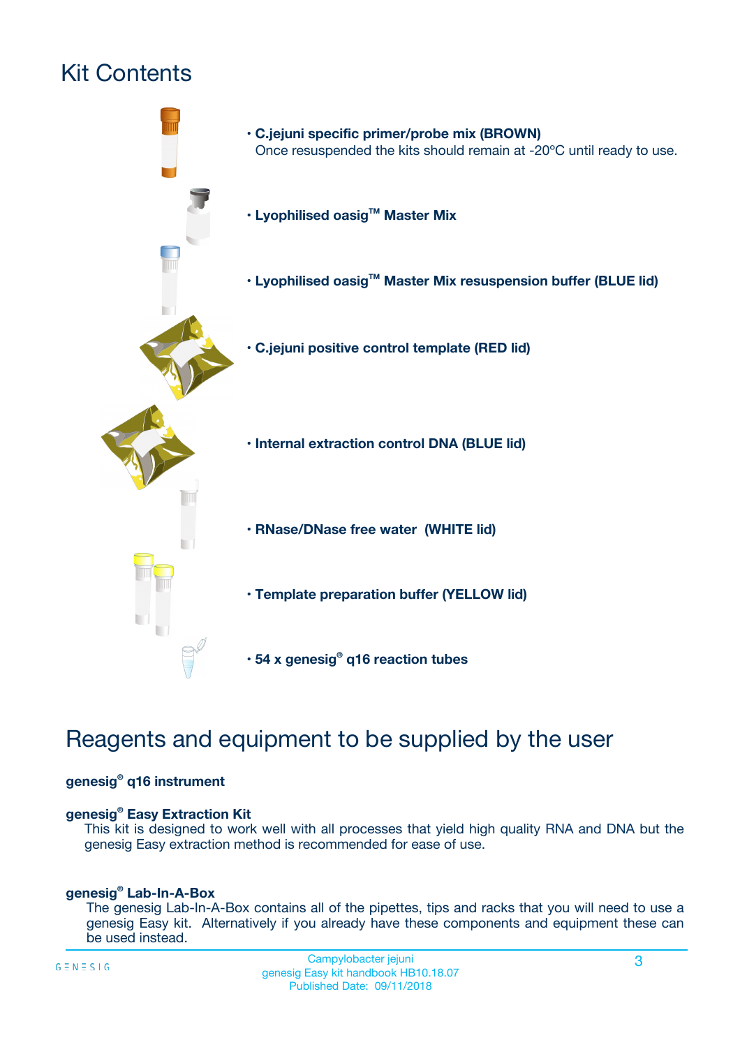# Kit Contents

- **C.jejuni specific primer/probe mix (BROWN)**
  Once resuspended the kits should remain at -20ºC until ready to use.
- **Lyophilised oasig™ Master Mix**
- **Lyophilised oasig™ Master Mix resuspension buffer (BLUE lid)**
- **C.jejuni positive control template (RED lid)**
- **Internal extraction control DNA (BLUE lid)**
- **RNase/DNase free water (WHITE lid)**
- **Template preparation buffer (YELLOW lid)**
- **54 x genesig® q16 reaction tubes**

# Reagents and equipment to be supplied by the user

**genesig® q16 instrument**

**genesig® Easy Extraction Kit**

This kit is designed to work well with all processes that yield high quality RNA and DNA but the genesig Easy extraction method is recommended for ease of use.

**genesig® Lab-In-A-Box**

The genesig Lab-In-A-Box contains all of the pipettes, tips and racks that you will need to use a genesig Easy kit. Alternatively if you already have these components and equipment these can be used instead.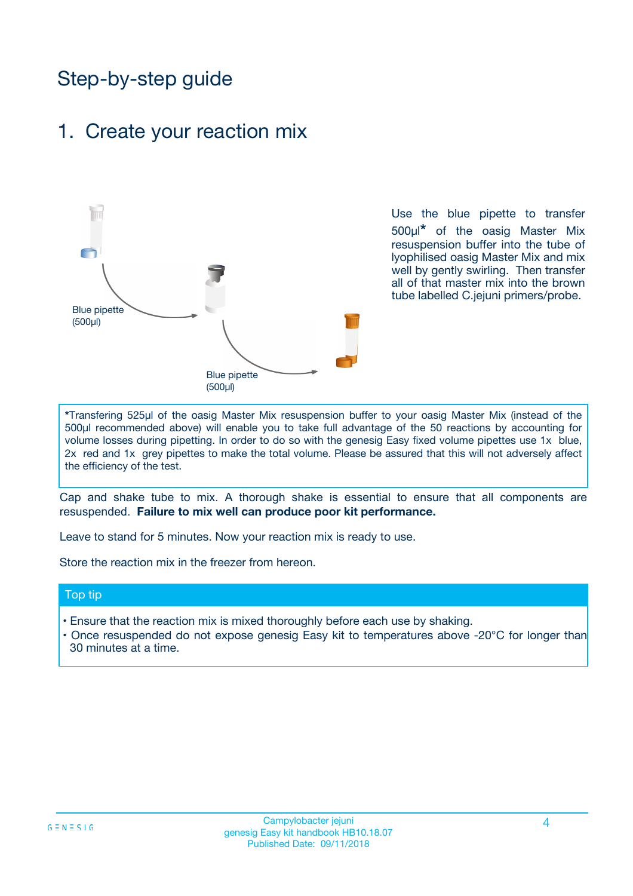# Step-by-step guide

## 1. Create your reaction mix

Blue pipette (500µl)

Blue pipette (500µl)

Use the blue pipette to transfer 500µl* of the oasig Master Mix resuspension buffer into the tube of lyophilised oasig Master Mix and mix well by gently swirling. Then transfer all of that master mix into the brown tube labelled C.jejuni primers/probe.

*Transfering 525µl of the oasig Master Mix resuspension buffer to your oasig Master Mix (instead of the 500µl recommended above) will enable you to take full advantage of the 50 reactions by accounting for volume losses during pipetting. In order to do so with the genesig Easy fixed volume pipettes use 1x blue, 2x red and 1x grey pipettes to make the total volume. Please be assured that this will not adversely affect the efficiency of the test.

Cap and shake tube to mix. A thorough shake is essential to ensure that all components are resuspended. **Failure to mix well can produce poor kit performance.**

Leave to stand for 5 minutes. Now your reaction mix is ready to use.

Store the reaction mix in the freezer from hereon.

### Top tip

- Ensure that the reaction mix is mixed thoroughly before each use by shaking.
- Once resuspended do not expose genesig Easy kit to temperatures above -20°C for longer than 30 minutes at a time.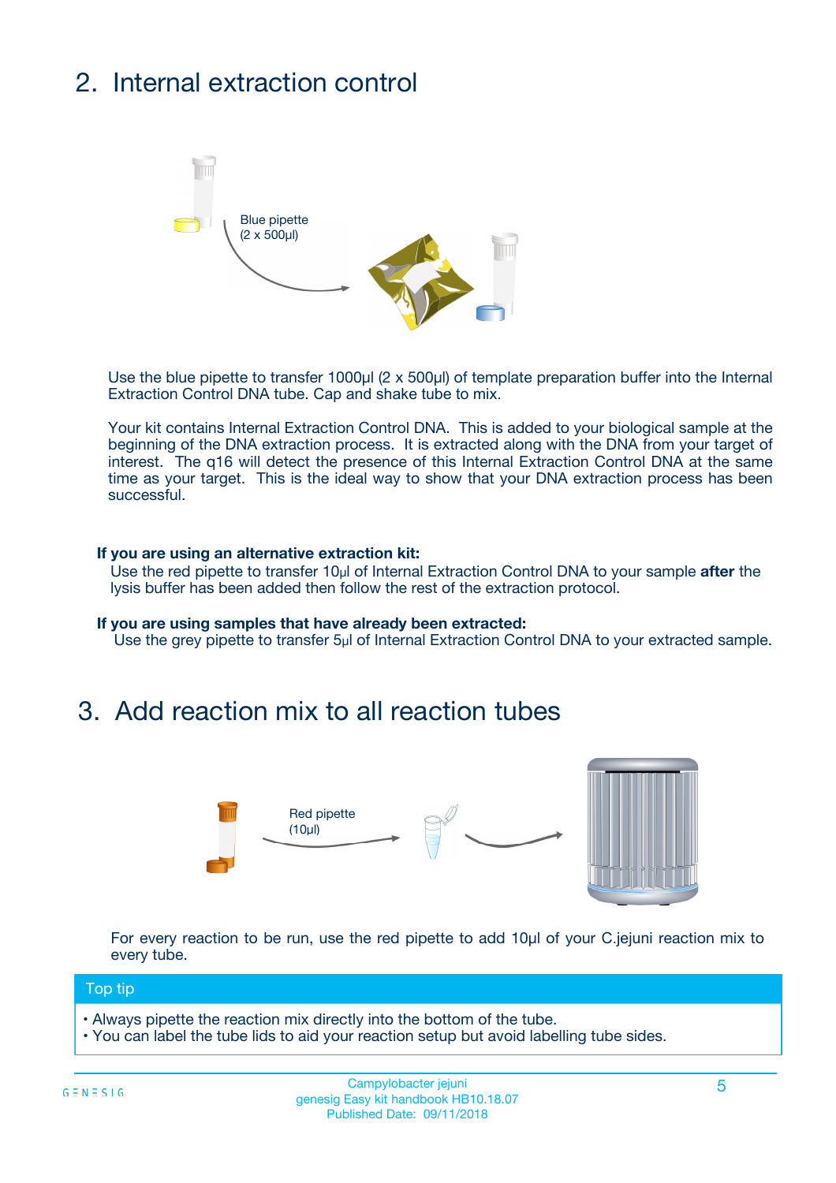## 2. Internal extraction control

Blue pipette
(2 x 500µl)

Use the blue pipette to transfer 1000µl (2 x 500µl) of template preparation buffer into the Internal Extraction Control DNA tube. Cap and shake tube to mix.

Your kit contains Internal Extraction Control DNA. This is added to your biological sample at the beginning of the DNA extraction process. It is extracted along with the DNA from your target of interest. The q16 will detect the presence of this Internal Extraction Control DNA at the same time as your target. This is the ideal way to show that your DNA extraction process has been successful.

**If you are using an alternative extraction kit:**
Use the red pipette to transfer 10µl of Internal Extraction Control DNA to your sample **after** the lysis buffer has been added then follow the rest of the extraction protocol.

**If you are using samples that have already been extracted:**
Use the grey pipette to transfer 5µl of Internal Extraction Control DNA to your extracted sample.

## 3. Add reaction mix to all reaction tubes

Red pipette
(10µl)

For every reaction to be run, use the red pipette to add 10µl of your C.jejuni reaction mix to every tube.

**Top tip**

- Always pipette the reaction mix directly into the bottom of the tube.
- You can label the tube lids to aid your reaction setup but avoid labelling tube sides.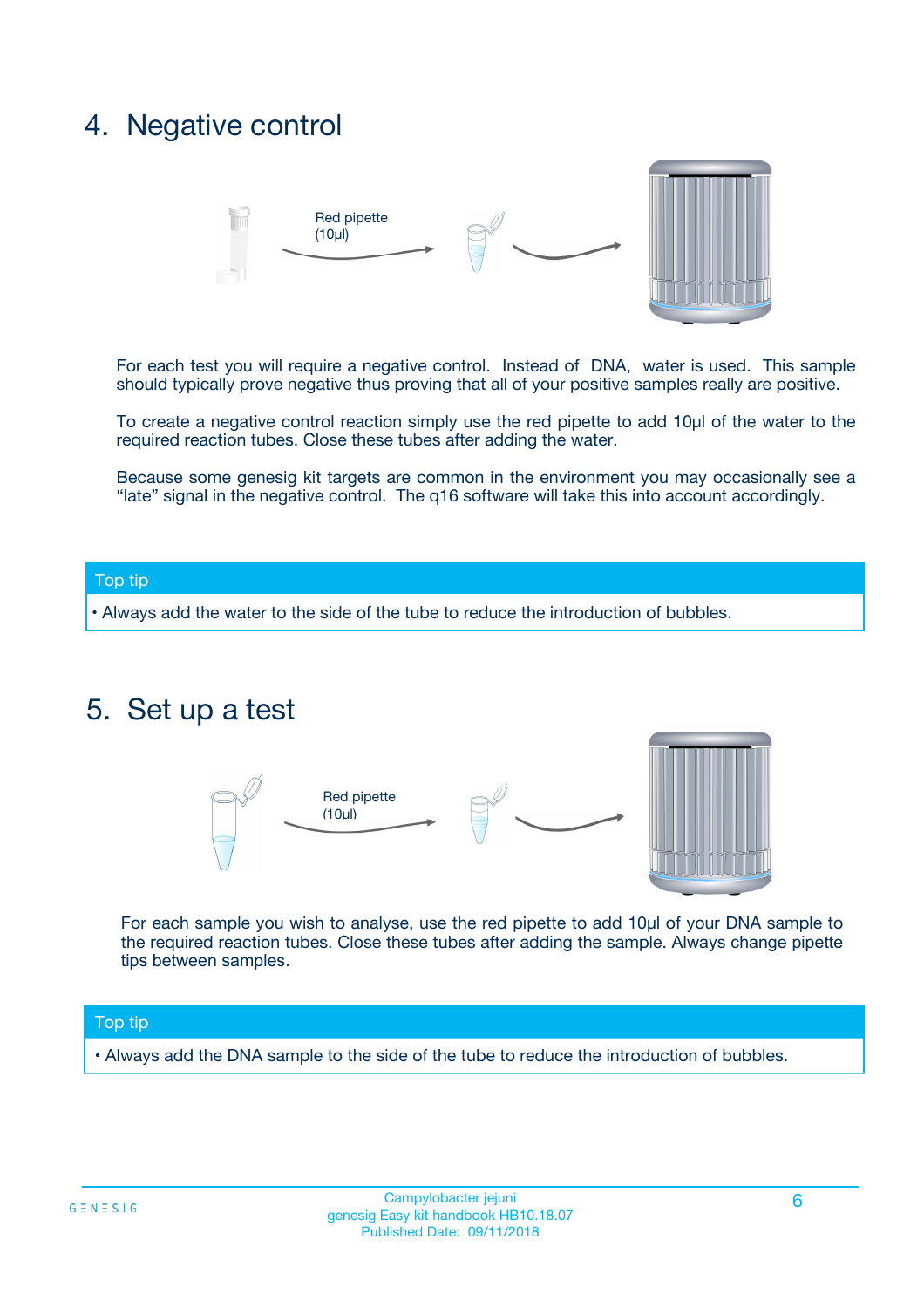## 4. Negative control

Red pipette (10µl)

For each test you will require a negative control. Instead of DNA, water is used. This sample should typically prove negative thus proving that all of your positive samples really are positive.

To create a negative control reaction simply use the red pipette to add 10µl of the water to the required reaction tubes. Close these tubes after adding the water.

Because some genesig kit targets are common in the environment you may occasionally see a "late" signal in the negative control. The q16 software will take this into account accordingly.

**Top tip**

- Always add the water to the side of the tube to reduce the introduction of bubbles.

## 5. Set up a test

Red pipette (10µl)

For each sample you wish to analyse, use the red pipette to add 10µl of your DNA sample to the required reaction tubes. Close these tubes after adding the sample. Always change pipette tips between samples.

**Top tip**

- Always add the DNA sample to the side of the tube to reduce the introduction of bubbles.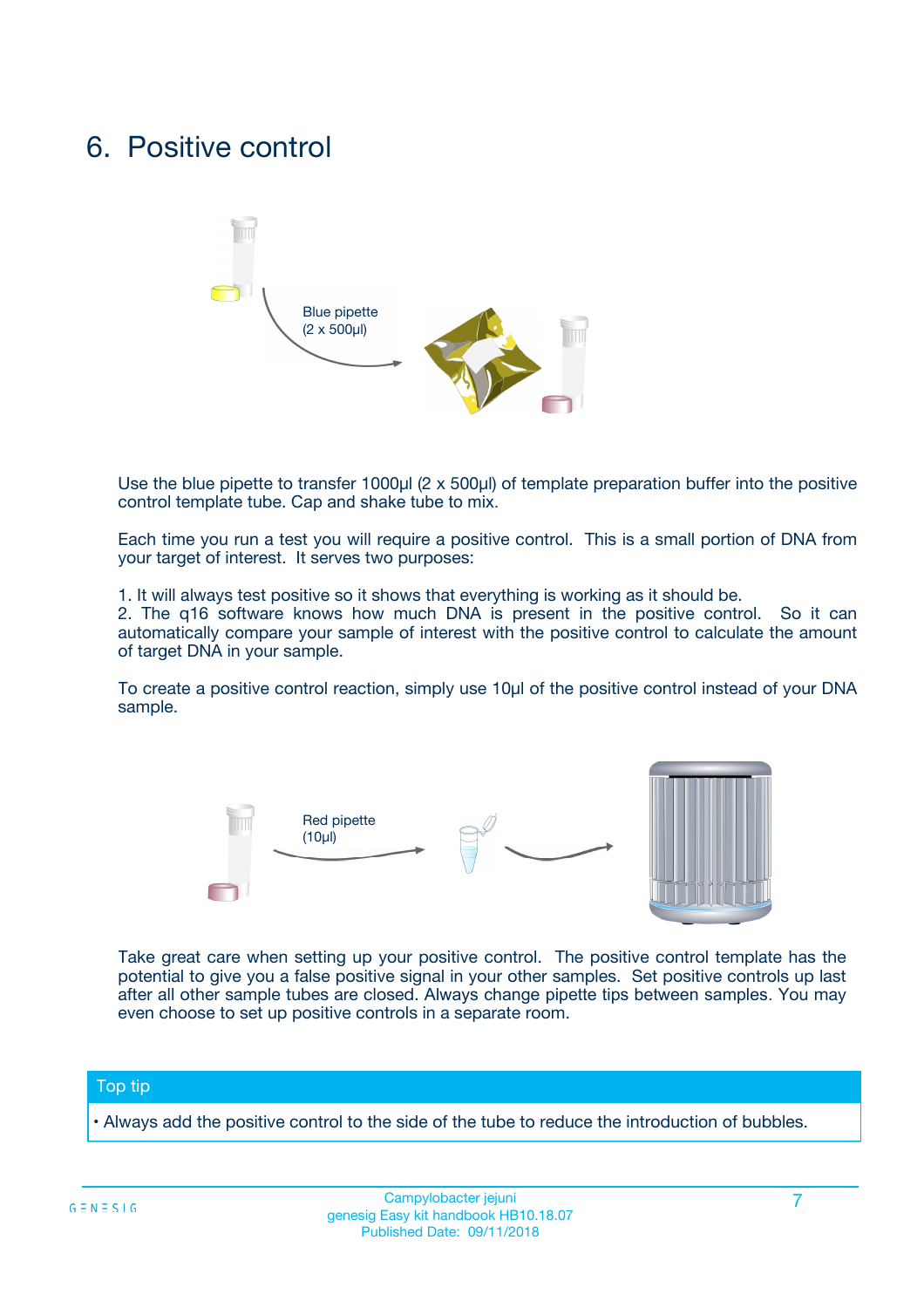# 6. Positive control

Blue pipette
(2 x 500µl)

Use the blue pipette to transfer 1000µl (2 x 500µl) of template preparation buffer into the positive control template tube. Cap and shake tube to mix.

Each time you run a test you will require a positive control. This is a small portion of DNA from your target of interest. It serves two purposes:

1. It will always test positive so it shows that everything is working as it should be.
2. The q16 software knows how much DNA is present in the positive control. So it can automatically compare your sample of interest with the positive control to calculate the amount of target DNA in your sample.

To create a positive control reaction, simply use 10µl of the positive control instead of your DNA sample.

Red pipette
(10µl)

Take great care when setting up your positive control. The positive control template has the potential to give you a false positive signal in your other samples. Set positive controls up last after all other sample tubes are closed. Always change pipette tips between samples. You may even choose to set up positive controls in a separate room.

**Top tip**

• Always add the positive control to the side of the tube to reduce the introduction of bubbles.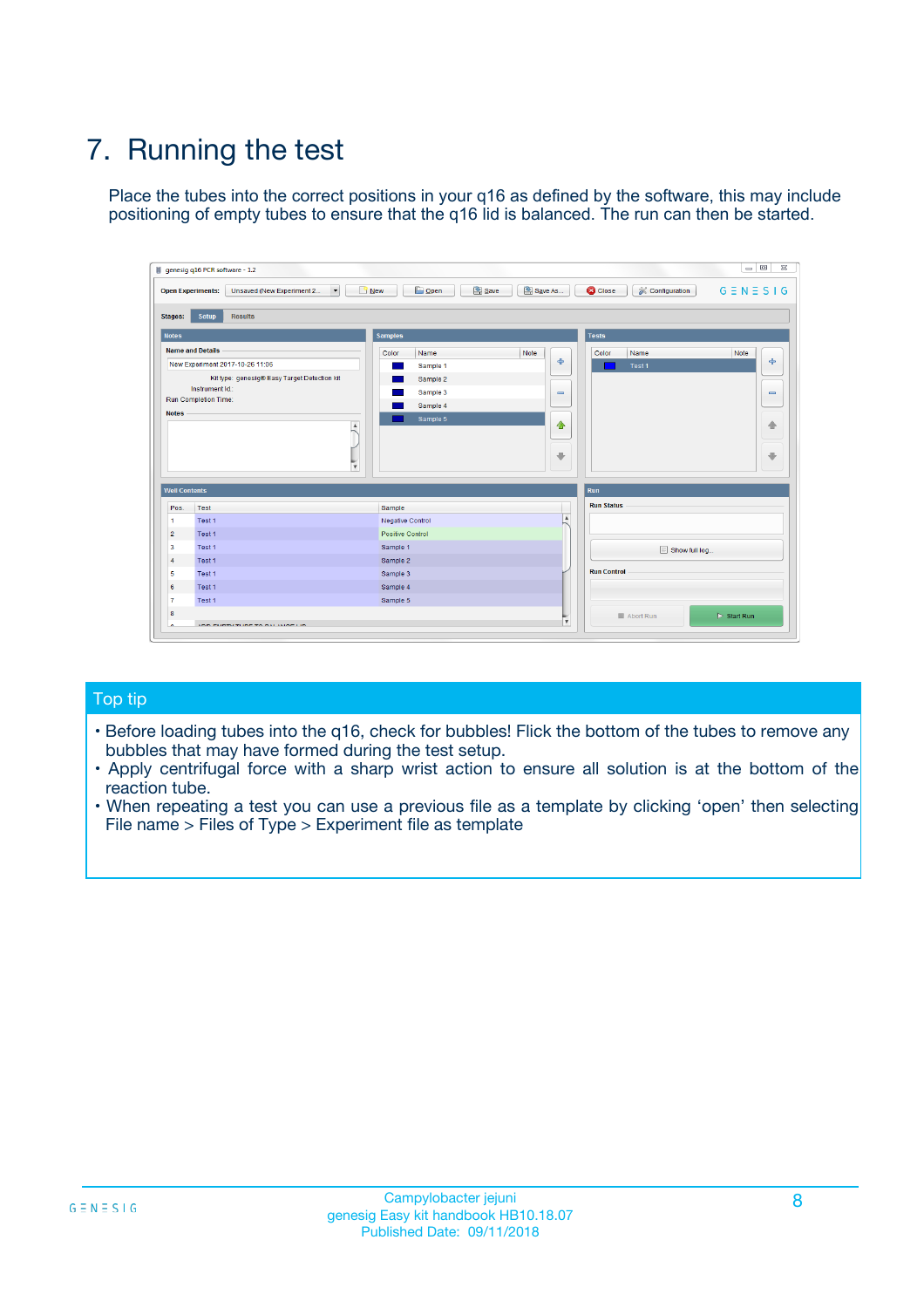# 7. Running the test

Place the tubes into the correct positions in your q16 as defined by the software, this may include positioning of empty tubes to ensure that the q16 lid is balanced. The run can then be started.

## Top tip

- Before loading tubes into the q16, check for bubbles! Flick the bottom of the tubes to remove any bubbles that may have formed during the test setup.
- Apply centrifugal force with a sharp wrist action to ensure all solution is at the bottom of the reaction tube.
- When repeating a test you can use a previous file as a template by clicking 'open' then selecting File name > Files of Type > Experiment file as template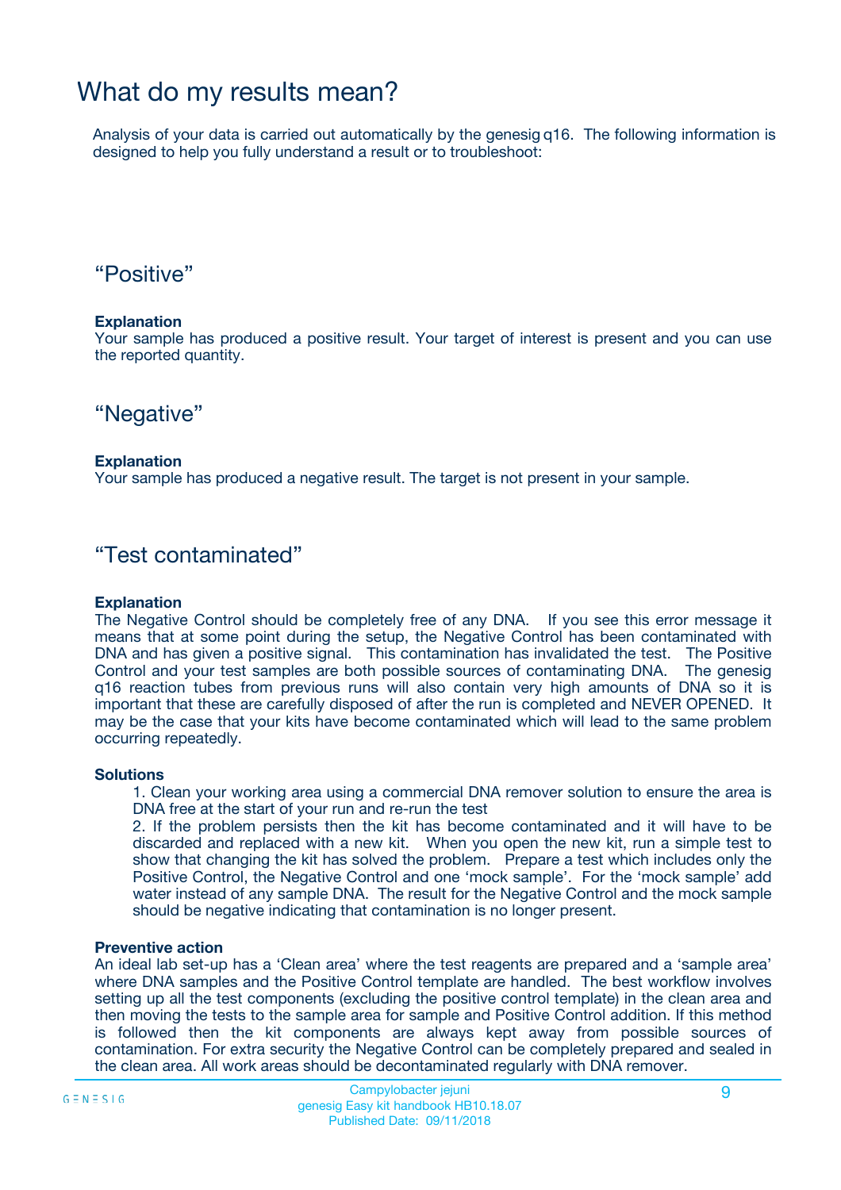# What do my results mean?

Analysis of your data is carried out automatically by the genesig q16. The following information is designed to help you fully understand a result or to troubleshoot:

## “Positive”

**Explanation**

Your sample has produced a positive result. Your target of interest is present and you can use the reported quantity.

## “Negative”

**Explanation**

Your sample has produced a negative result. The target is not present in your sample.

## “Test contaminated”

**Explanation**

The Negative Control should be completely free of any DNA. If you see this error message it means that at some point during the setup, the Negative Control has been contaminated with DNA and has given a positive signal. This contamination has invalidated the test. The Positive Control and your test samples are both possible sources of contaminating DNA. The genesig q16 reaction tubes from previous runs will also contain very high amounts of DNA so it is important that these are carefully disposed of after the run is completed and NEVER OPENED. It may be the case that your kits have become contaminated which will lead to the same problem occurring repeatedly.

**Solutions**

1. Clean your working area using a commercial DNA remover solution to ensure the area is DNA free at the start of your run and re-run the test
2. If the problem persists then the kit has become contaminated and it will have to be discarded and replaced with a new kit. When you open the new kit, run a simple test to show that changing the kit has solved the problem. Prepare a test which includes only the Positive Control, the Negative Control and one ‘mock sample’. For the ‘mock sample’ add water instead of any sample DNA. The result for the Negative Control and the mock sample should be negative indicating that contamination is no longer present.

**Preventive action**

An ideal lab set-up has a ‘Clean area’ where the test reagents are prepared and a ‘sample area’ where DNA samples and the Positive Control template are handled. The best workflow involves setting up all the test components (excluding the positive control template) in the clean area and then moving the tests to the sample area for sample and Positive Control addition. If this method is followed then the kit components are always kept away from possible sources of contamination. For extra security the Negative Control can be completely prepared and sealed in the clean area. All work areas should be decontaminated regularly with DNA remover.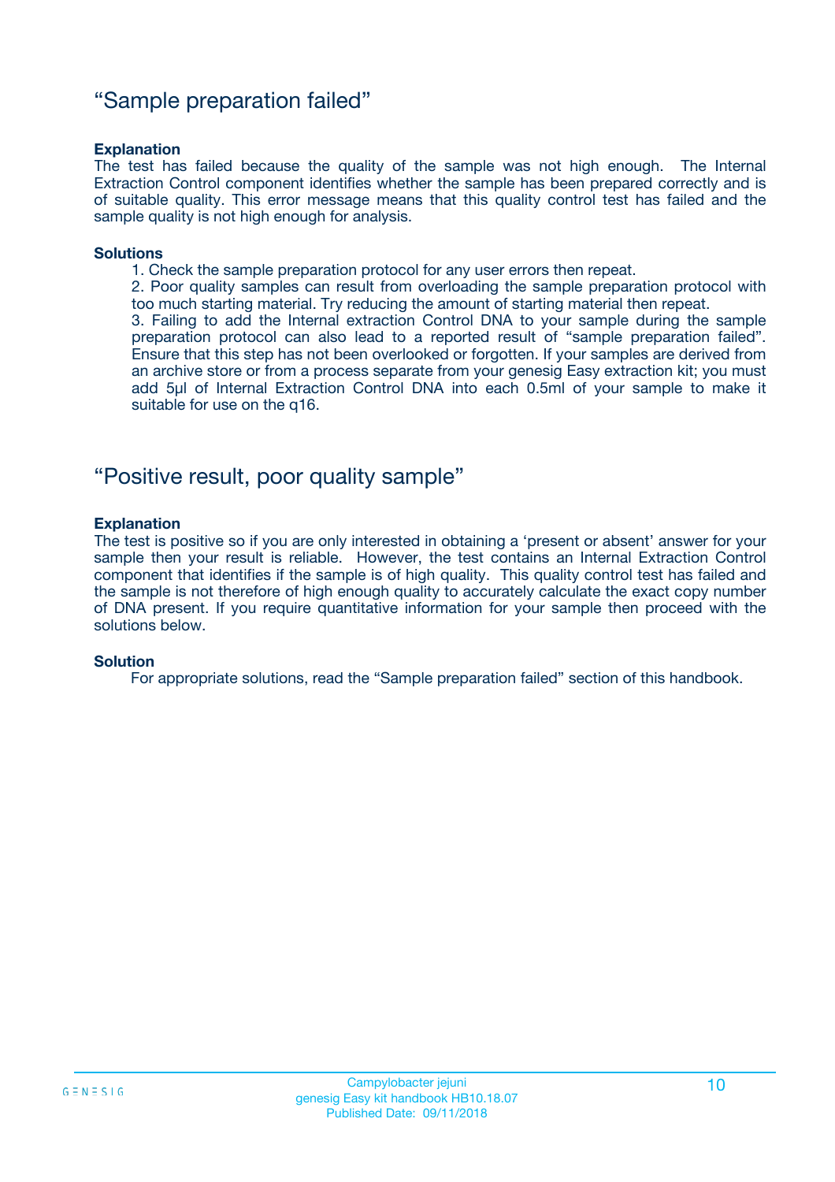## “Sample preparation failed”

**Explanation**

The test has failed because the quality of the sample was not high enough. The Internal Extraction Control component identifies whether the sample has been prepared correctly and is of suitable quality. This error message means that this quality control test has failed and the sample quality is not high enough for analysis.

**Solutions**

1. Check the sample preparation protocol for any user errors then repeat.
2. Poor quality samples can result from overloading the sample preparation protocol with too much starting material. Try reducing the amount of starting material then repeat.
3. Failing to add the Internal extraction Control DNA to your sample during the sample preparation protocol can also lead to a reported result of “sample preparation failed”. Ensure that this step has not been overlooked or forgotten. If your samples are derived from an archive store or from a process separate from your genesig Easy extraction kit; you must add 5µl of Internal Extraction Control DNA into each 0.5ml of your sample to make it suitable for use on the q16.

## “Positive result, poor quality sample”

**Explanation**

The test is positive so if you are only interested in obtaining a ‘present or absent’ answer for your sample then your result is reliable. However, the test contains an Internal Extraction Control component that identifies if the sample is of high quality. This quality control test has failed and the sample is not therefore of high enough quality to accurately calculate the exact copy number of DNA present. If you require quantitative information for your sample then proceed with the solutions below.

**Solution**

For appropriate solutions, read the “Sample preparation failed” section of this handbook.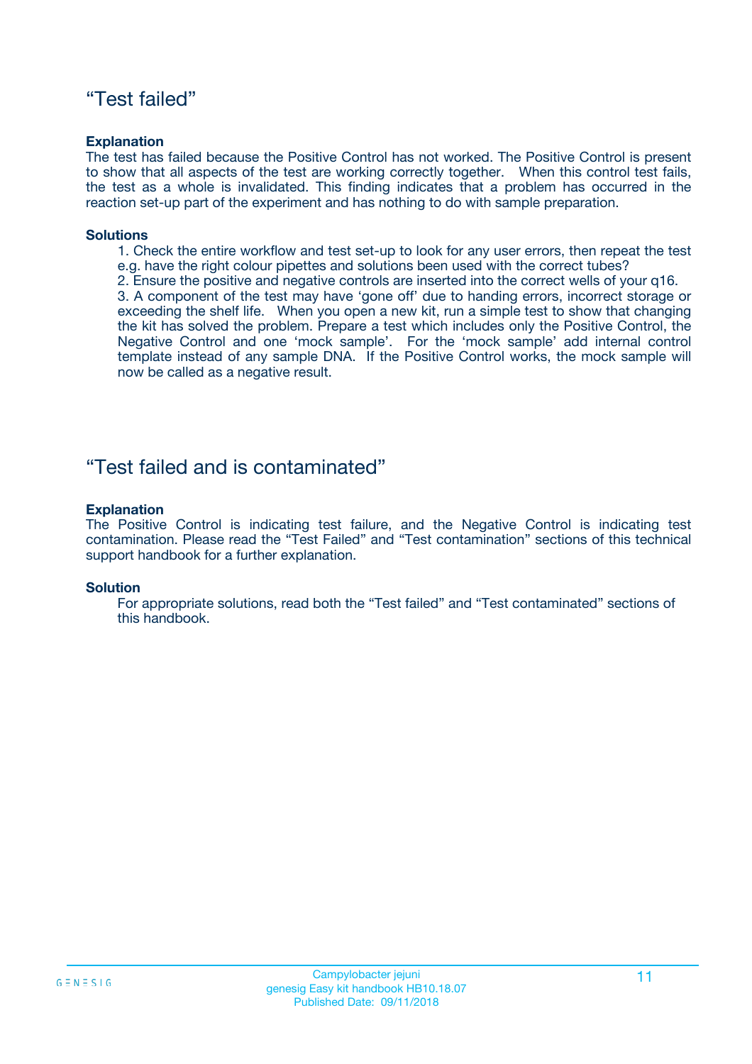## “Test failed”

**Explanation**

The test has failed because the Positive Control has not worked. The Positive Control is present to show that all aspects of the test are working correctly together. When this control test fails, the test as a whole is invalidated. This finding indicates that a problem has occurred in the reaction set-up part of the experiment and has nothing to do with sample preparation.

**Solutions**

1. Check the entire workflow and test set-up to look for any user errors, then repeat the test e.g. have the right colour pipettes and solutions been used with the correct tubes?
2. Ensure the positive and negative controls are inserted into the correct wells of your q16.
3. A component of the test may have ‘gone off’ due to handing errors, incorrect storage or exceeding the shelf life. When you open a new kit, run a simple test to show that changing the kit has solved the problem. Prepare a test which includes only the Positive Control, the Negative Control and one ‘mock sample’. For the ‘mock sample’ add internal control template instead of any sample DNA. If the Positive Control works, the mock sample will now be called as a negative result.

## “Test failed and is contaminated”

**Explanation**

The Positive Control is indicating test failure, and the Negative Control is indicating test contamination. Please read the “Test Failed” and “Test contamination” sections of this technical support handbook for a further explanation.

**Solution**

For appropriate solutions, read both the “Test failed” and “Test contaminated” sections of this handbook.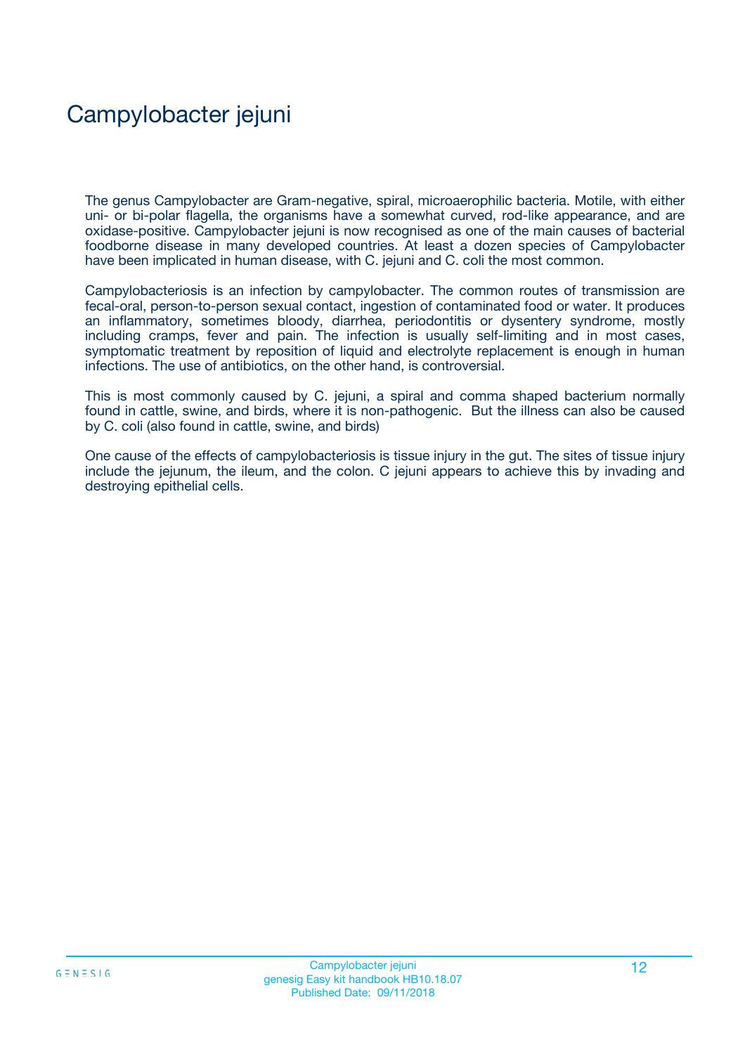# Campylobacter jejuni

The genus Campylobacter are Gram-negative, spiral, microaerophilic bacteria. Motile, with either uni- or bi-polar flagella, the organisms have a somewhat curved, rod-like appearance, and are oxidase-positive. Campylobacter jejuni is now recognised as one of the main causes of bacterial foodborne disease in many developed countries. At least a dozen species of Campylobacter have been implicated in human disease, with C. jejuni and C. coli the most common.

Campylobacteriosis is an infection by campylobacter. The common routes of transmission are fecal-oral, person-to-person sexual contact, ingestion of contaminated food or water. It produces an inflammatory, sometimes bloody, diarrhea, periodontitis or dysentery syndrome, mostly including cramps, fever and pain. The infection is usually self-limiting and in most cases, symptomatic treatment by reposition of liquid and electrolyte replacement is enough in human infections. The use of antibiotics, on the other hand, is controversial.

This is most commonly caused by C. jejuni, a spiral and comma shaped bacterium normally found in cattle, swine, and birds, where it is non-pathogenic. But the illness can also be caused by C. coli (also found in cattle, swine, and birds)

One cause of the effects of campylobacteriosis is tissue injury in the gut. The sites of tissue injury include the jejunum, the ileum, and the colon. C jejuni appears to achieve this by invading and destroying epithelial cells.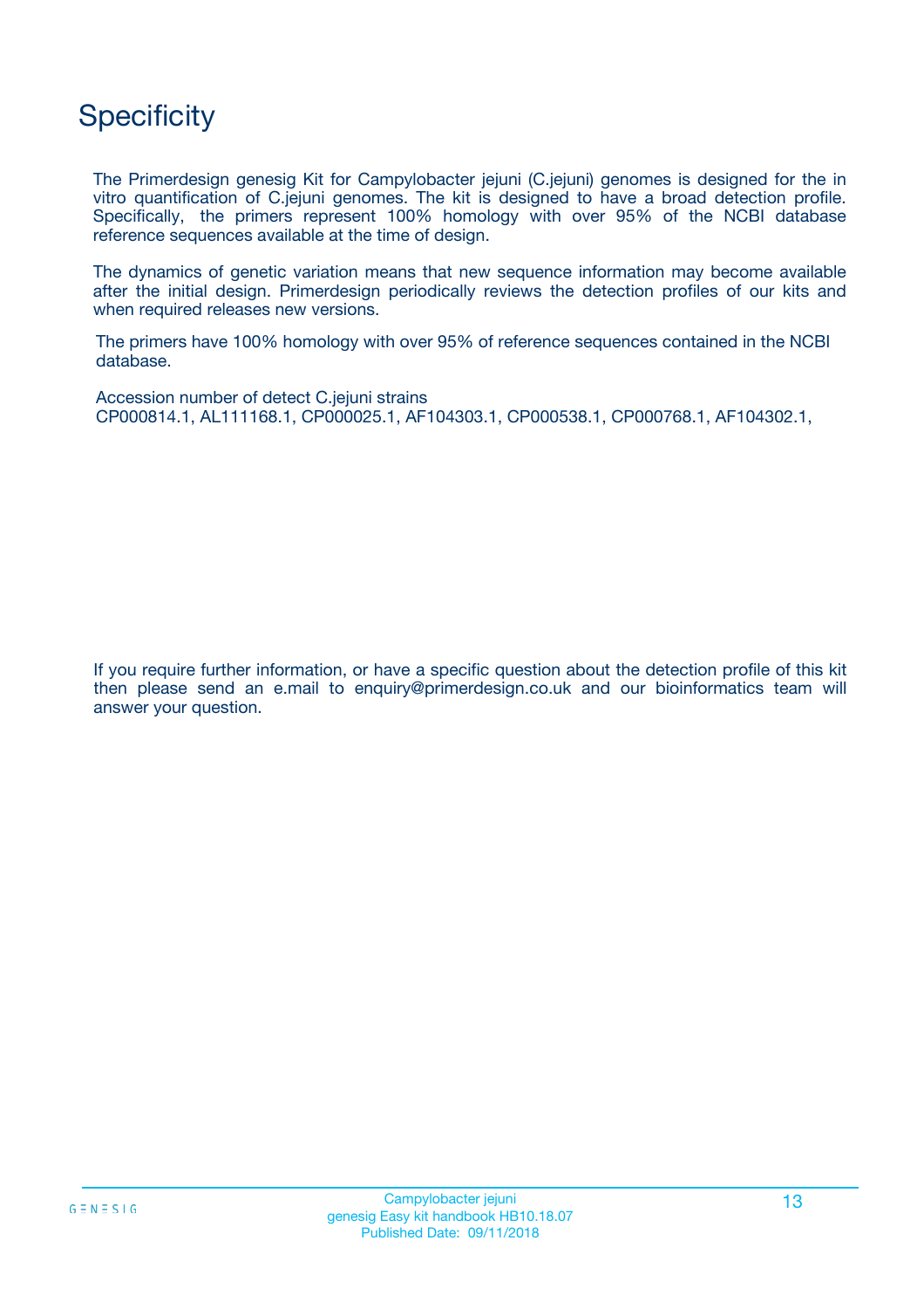# Specificity

The Primerdesign genesig Kit for Campylobacter jejuni (C.jejuni) genomes is designed for the in vitro quantification of C.jejuni genomes. The kit is designed to have a broad detection profile. Specifically, the primers represent 100% homology with over 95% of the NCBI database reference sequences available at the time of design.

The dynamics of genetic variation means that new sequence information may become available after the initial design. Primerdesign periodically reviews the detection profiles of our kits and when required releases new versions.

The primers have 100% homology with over 95% of reference sequences contained in the NCBI database.

Accession number of detect C.jejuni strains
CP000814.1, AL111168.1, CP000025.1, AF104303.1, CP000538.1, CP000768.1, AF104302.1,

If you require further information, or have a specific question about the detection profile of this kit then please send an e.mail to enquiry@primerdesign.co.uk and our bioinformatics team will answer your question.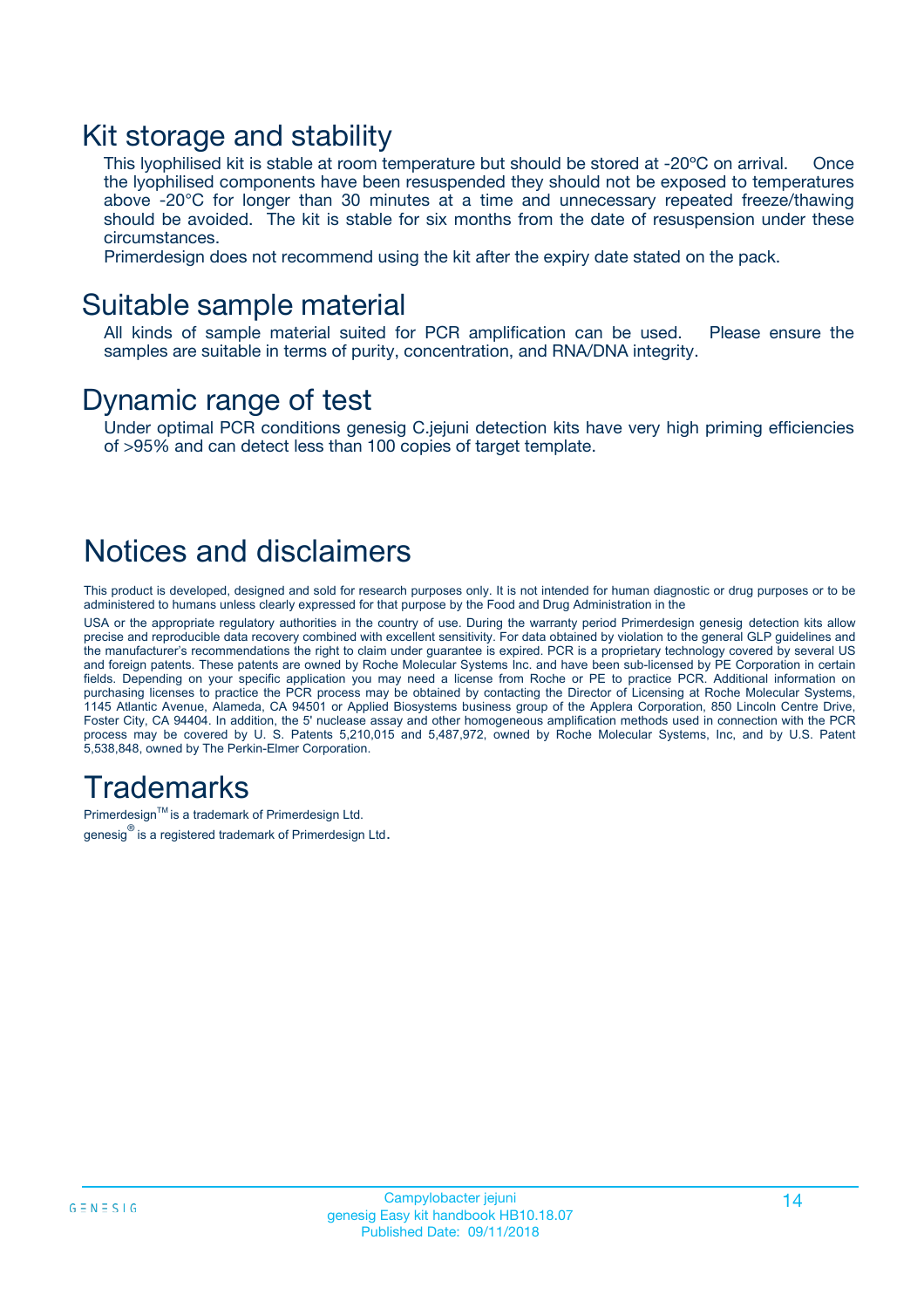# Kit storage and stability

This lyophilised kit is stable at room temperature but should be stored at -20ºC on arrival. Once the lyophilised components have been resuspended they should not be exposed to temperatures above -20°C for longer than 30 minutes at a time and unnecessary repeated freeze/thawing should be avoided. The kit is stable for six months from the date of resuspension under these circumstances.

Primerdesign does not recommend using the kit after the expiry date stated on the pack.

# Suitable sample material

All kinds of sample material suited for PCR amplification can be used. Please ensure the samples are suitable in terms of purity, concentration, and RNA/DNA integrity.

# Dynamic range of test

Under optimal PCR conditions genesig C.jejuni detection kits have very high priming efficiencies of >95% and can detect less than 100 copies of target template.

# Notices and disclaimers

This product is developed, designed and sold for research purposes only. It is not intended for human diagnostic or drug purposes or to be administered to humans unless clearly expressed for that purpose by the Food and Drug Administration in the

USA or the appropriate regulatory authorities in the country of use. During the warranty period Primerdesign genesig detection kits allow precise and reproducible data recovery combined with excellent sensitivity. For data obtained by violation to the general GLP guidelines and the manufacturer's recommendations the right to claim under guarantee is expired. PCR is a proprietary technology covered by several US and foreign patents. These patents are owned by Roche Molecular Systems Inc. and have been sub-licensed by PE Corporation in certain fields. Depending on your specific application you may need a license from Roche or PE to practice PCR. Additional information on purchasing licenses to practice the PCR process may be obtained by contacting the Director of Licensing at Roche Molecular Systems, 1145 Atlantic Avenue, Alameda, CA 94501 or Applied Biosystems business group of the Applera Corporation, 850 Lincoln Centre Drive, Foster City, CA 94404. In addition, the 5' nuclease assay and other homogeneous amplification methods used in connection with the PCR process may be covered by U. S. Patents 5,210,015 and 5,487,972, owned by Roche Molecular Systems, Inc, and by U.S. Patent 5,538,848, owned by The Perkin-Elmer Corporation.

# Trademarks

Primerdesign™ is a trademark of Primerdesign Ltd.

genesig® is a registered trademark of Primerdesign Ltd.